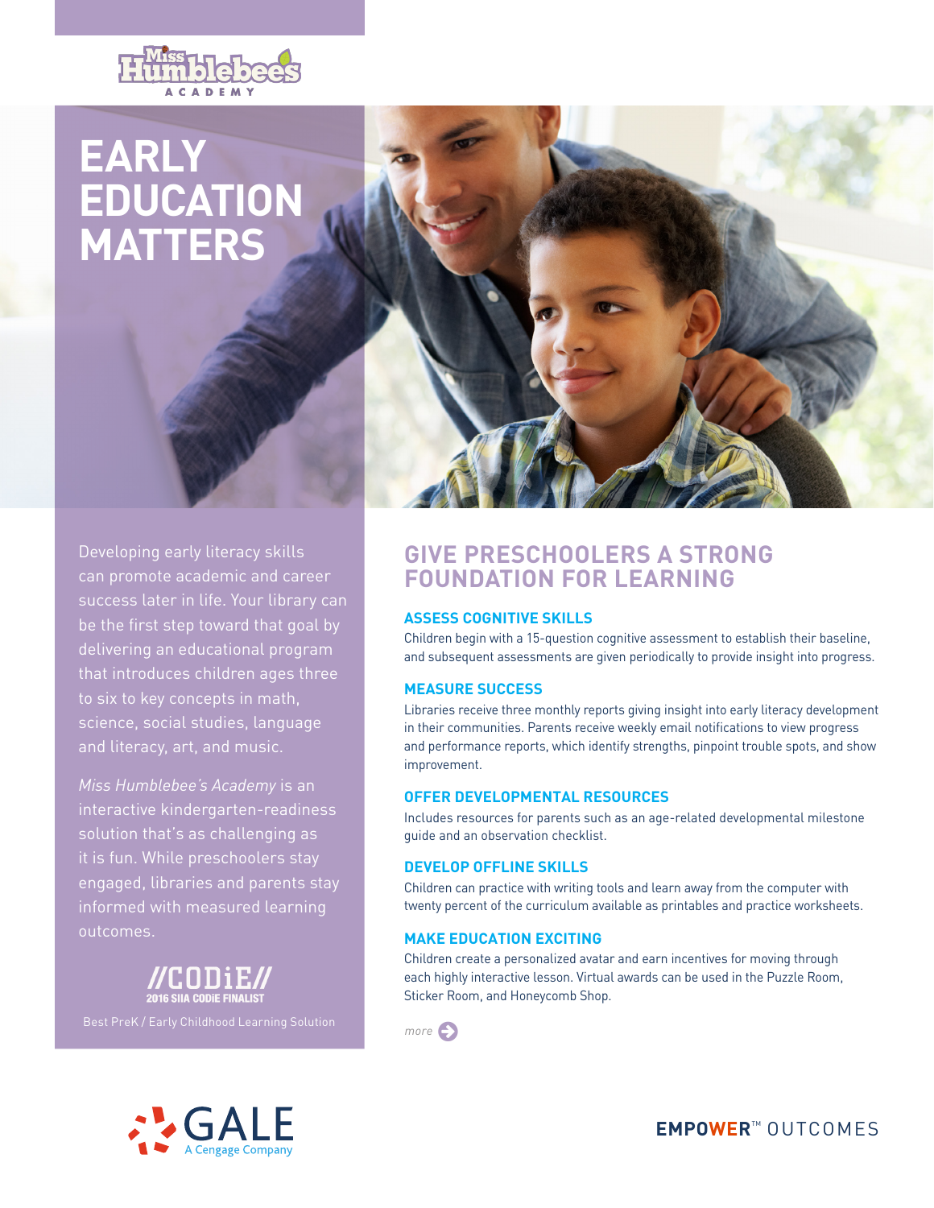Miss Humblebee's ACADEMY

# EARLY EDUCATION MATTERS

Developing early literacy skills can promote academic and career success later in life. Your library can be the first step toward that goal by delivering an educational program that introduces children ages three to six to key concepts in math, science, social studies, language and literacy, art, and music.

*Miss Humblebee's Academy* is an interactive kindergarten-readiness solution that's as challenging as it is fun. While preschoolers stay engaged, libraries and parents stay informed with measured learning outcomes.

//CODiE//
2016 SIIA CODiE FINALIST

Best PreK / Early Childhood Learning Solution

## GIVE PRESCHOOLERS A STRONG FOUNDATION FOR LEARNING

### ASSESS COGNITIVE SKILLS

Children begin with a 15-question cognitive assessment to establish their baseline, and subsequent assessments are given periodically to provide insight into progress.

### MEASURE SUCCESS

Libraries receive three monthly reports giving insight into early literacy development in their communities. Parents receive weekly email notifications to view progress and performance reports, which identify strengths, pinpoint trouble spots, and show improvement.

### OFFER DEVELOPMENTAL RESOURCES

Includes resources for parents such as an age-related developmental milestone guide and an observation checklist.

### DEVELOP OFFLINE SKILLS

Children can practice with writing tools and learn away from the computer with twenty percent of the curriculum available as printables and practice worksheets.

### MAKE EDUCATION EXCITING

Children create a personalized avatar and earn incentives for moving through each highly interactive lesson. Virtual awards can be used in the Puzzle Room, Sticker Room, and Honeycomb Shop.

*more*

GALE
A Cengage Company

EMPOWER™ OUTCOMES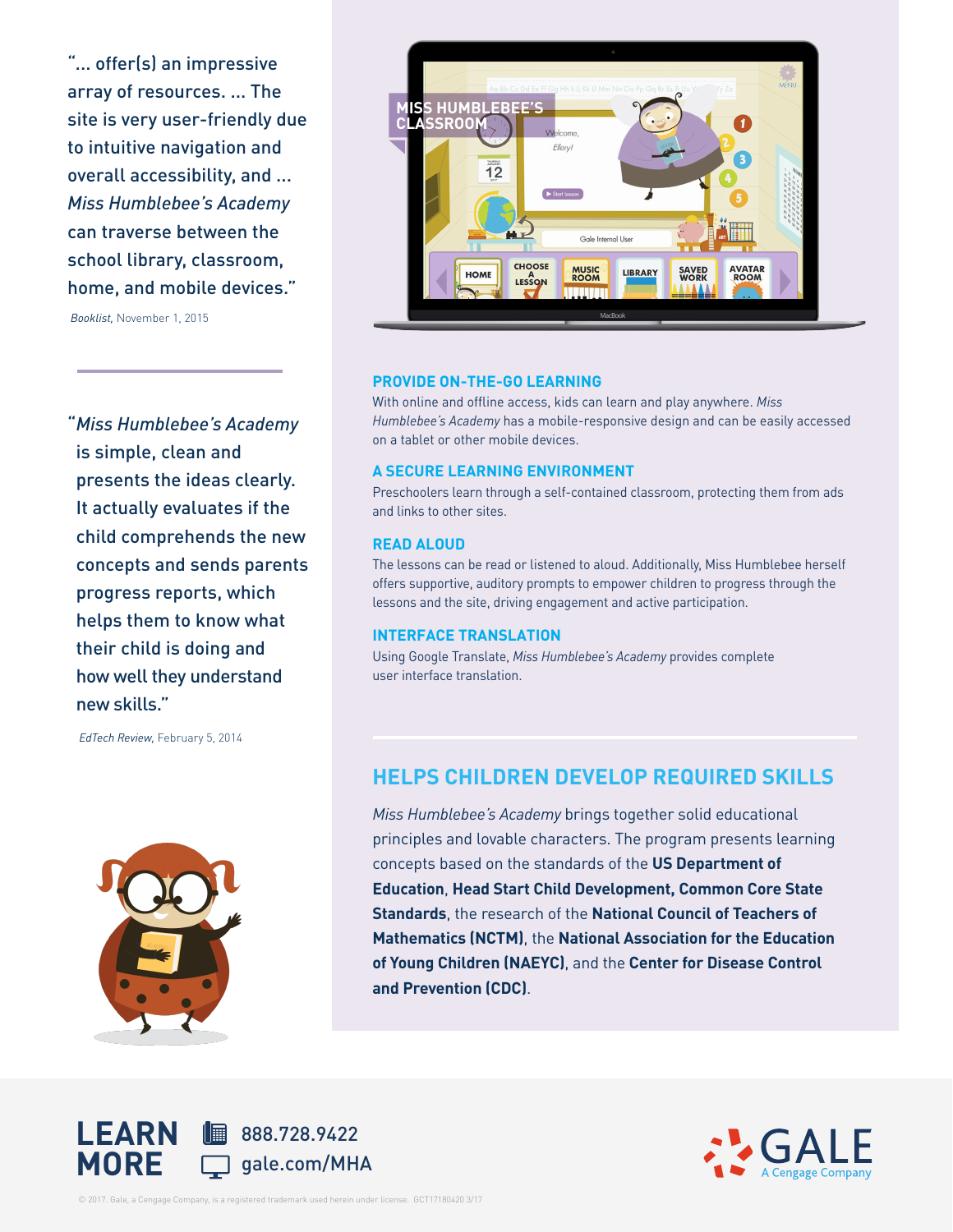"... offer(s) an impressive array of resources. ... The site is very user-friendly due to intuitive navigation and overall accessibility, and ... *Miss Humblebee's Academy* can traverse between the school library, classroom, home, and mobile devices."

*Booklist*, November 1, 2015

"*Miss Humblebee's Academy* is simple, clean and presents the ideas clearly. It actually evaluates if the child comprehends the new concepts and sends parents progress reports, which helps them to know what their child is doing and how well they understand new skills."

*EdTech Review*, February 5, 2014

### PROVIDE ON-THE-GO LEARNING

With online and offline access, kids can learn and play anywhere. *Miss Humblebee's Academy* has a mobile-responsive design and can be easily accessed on a tablet or other mobile devices.

### A SECURE LEARNING ENVIRONMENT

Preschoolers learn through a self-contained classroom, protecting them from ads and links to other sites.

### READ ALOUD

The lessons can be read or listened to aloud. Additionally, Miss Humblebee herself offers supportive, auditory prompts to empower children to progress through the lessons and the site, driving engagement and active participation.

### INTERFACE TRANSLATION

Using Google Translate, *Miss Humblebee's Academy* provides complete user interface translation.

## HELPS CHILDREN DEVELOP REQUIRED SKILLS

*Miss Humblebee's Academy* brings together solid educational principles and lovable characters. The program presents learning concepts based on the standards of the **US Department of Education**, **Head Start Child Development, Common Core State Standards**, the research of the **National Council of Teachers of Mathematics (NCTM)**, the **National Association for the Education of Young Children (NAEYC)**, and the **Center for Disease Control and Prevention (CDC)**.

**LEARN MORE**

888.728.9422

gale.com/MHA

GALE — A Cengage Company

© 2017. Gale, a Cengage Company, is a registered trademark used herein under license. GCT17180420 3/17